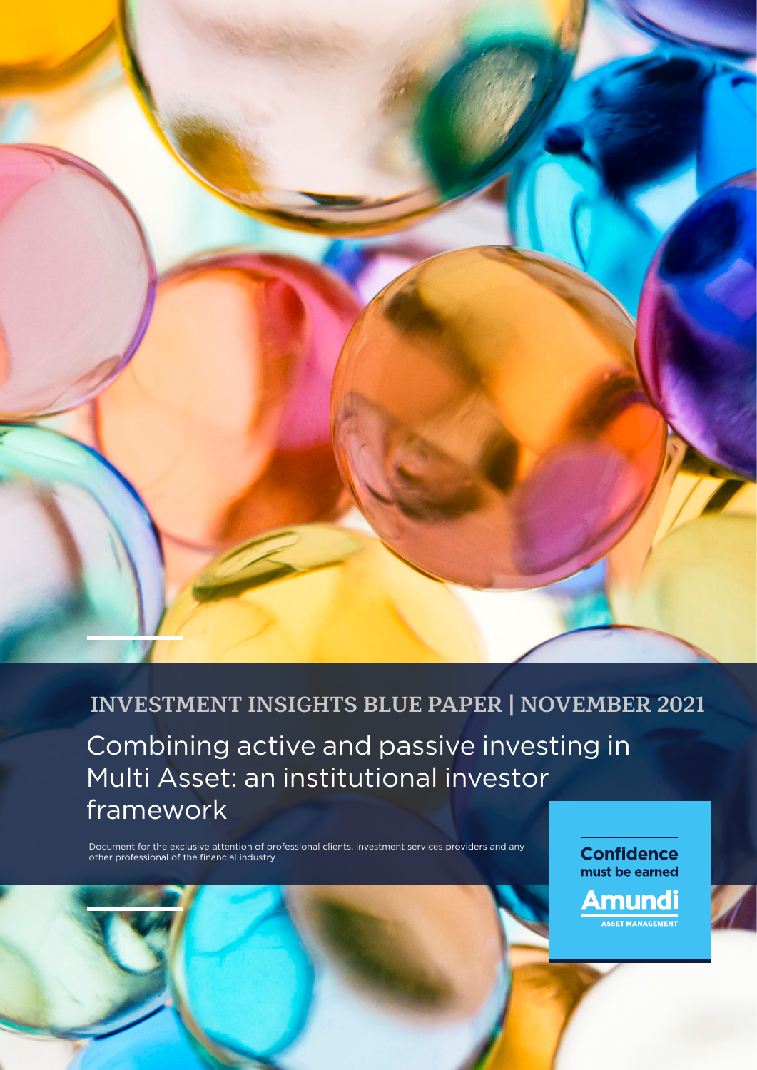INVESTMENT INSIGHTS BLUE PAPER | NOVEMBER 2021

# Combining active and passive investing in Multi Asset: an institutional investor framework

Document for the exclusive attention of professional clients, investment services providers and any other professional of the financial industry

Confidence must be earned

Amundi ASSET MANAGEMENT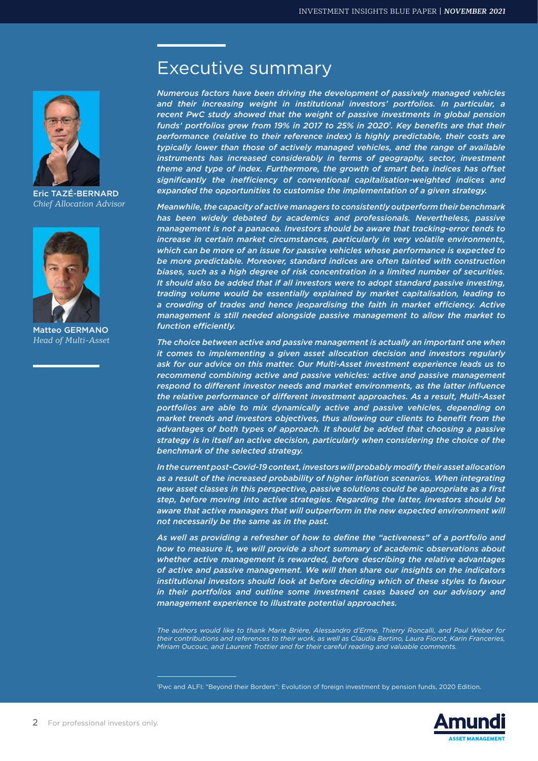# Executive summary

Eric TAZÉ-BERNARD
*Chief Allocation Advisor*

Matteo GERMANO
*Head of Multi-Asset*

***Numerous factors have been driving the development of passively managed vehicles and their increasing weight in institutional investors' portfolios. In particular, a recent PwC study showed that the weight of passive investments in global pension funds' portfolios grew from 19% in 2017 to 25% in 2020[1]. Key benefits are that their performance (relative to their reference index) is highly predictable, their costs are typically lower than those of actively managed vehicles, and the range of available instruments has increased considerably in terms of geography, sector, investment theme and type of index. Furthermore, the growth of smart beta indices has offset significantly the inefficiency of conventional capitalisation-weighted indices and expanded the opportunities to customise the implementation of a given strategy.***

***Meanwhile, the capacity of active managers to consistently outperform their benchmark has been widely debated by academics and professionals. Nevertheless, passive management is not a panacea. Investors should be aware that tracking-error tends to increase in certain market circumstances, particularly in very volatile environments, which can be more of an issue for passive vehicles whose performance is expected to be more predictable. Moreover, standard indices are often tainted with construction biases, such as a high degree of risk concentration in a limited number of securities. It should also be added that if all investors were to adopt standard passive investing, trading volume would be essentially explained by market capitalisation, leading to a crowding of trades and hence jeopardising the faith in market efficiency. Active management is still needed alongside passive management to allow the market to function efficiently.***

***The choice between active and passive management is actually an important one when it comes to implementing a given asset allocation decision and investors regularly ask for our advice on this matter. Our Multi-Asset investment experience leads us to recommend combining active and passive vehicles: active and passive management respond to different investor needs and market environments, as the latter influence the relative performance of different investment approaches. As a result, Multi-Asset portfolios are able to mix dynamically active and passive vehicles, depending on market trends and investors objectives, thus allowing our clients to benefit from the advantages of both types of approach. It should be added that choosing a passive strategy is in itself an active decision, particularly when considering the choice of the benchmark of the selected strategy.***

***In the current post-Covid-19 context, investors will probably modify their asset allocation as a result of the increased probability of higher inflation scenarios. When integrating new asset classes in this perspective, passive solutions could be appropriate as a first step, before moving into active strategies. Regarding the latter, investors should be aware that active managers that will outperform in the new expected environment will not necessarily be the same as in the past.***

***As well as providing a refresher of how to define the "activeness" of a portfolio and how to measure it, we will provide a short summary of academic observations about whether active management is rewarded, before describing the relative advantages of active and passive management. We will then share our insights on the indicators institutional investors should look at before deciding which of these styles to favour in their portfolios and outline some investment cases based on our advisory and management experience to illustrate potential approaches.***

*The authors would like to thank Marie Brière, Alessandro d'Erme, Thierry Roncalli, and Paul Weber for their contributions and references to their work, as well as Claudia Bertino, Laura Fiorot, Karin Franceries, Miriam Oucouc, and Laurent Trottier and for their careful reading and valuable comments.*

[1] Pwc and ALFI: "Beyond their Borders": Evolution of foreign investment by pension funds, 2020 Edition.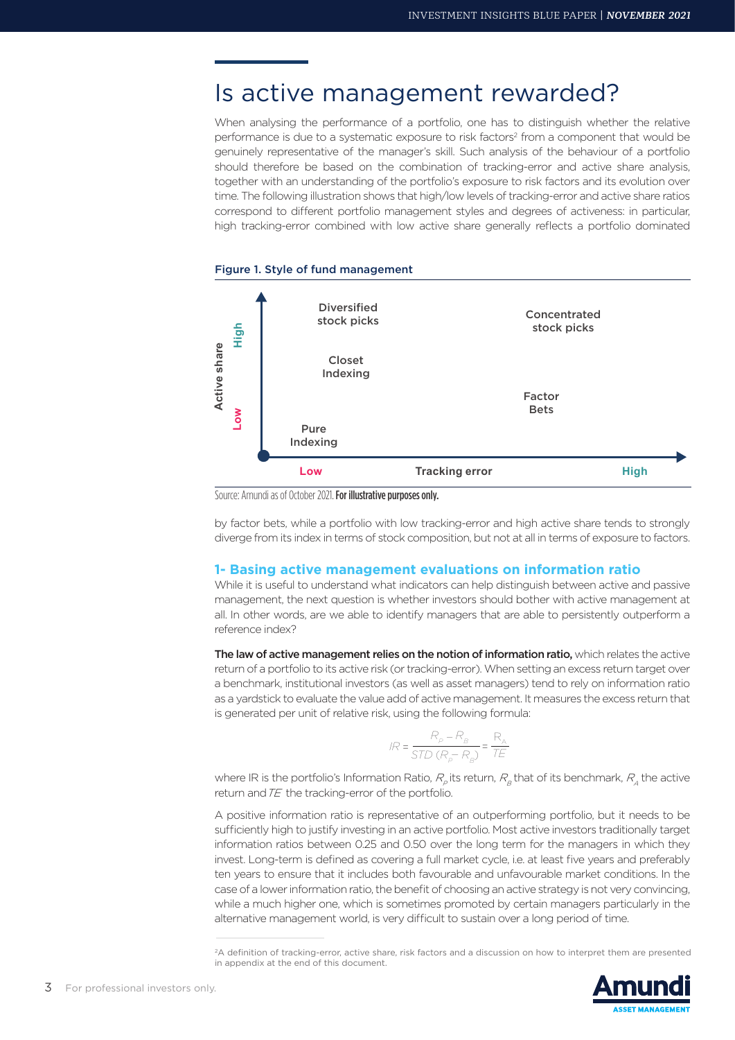# Is active management rewarded?

When analysing the performance of a portfolio, one has to distinguish whether the relative performance is due to a systematic exposure to risk factors[2] from a component that would be genuinely representative of the manager's skill. Such analysis of the behaviour of a portfolio should therefore be based on the combination of tracking-error and active share analysis, together with an understanding of the portfolio's exposure to risk factors and its evolution over time. The following illustration shows that high/low levels of tracking-error and active share ratios correspond to different portfolio management styles and degrees of activeness: in particular, high tracking-error combined with low active share generally reflects a portfolio dominated by factor bets, while a portfolio with low tracking-error and high active share tends to strongly diverge from its index in terms of stock composition, but not at all in terms of exposure to factors.

**Figure 1. Style of fund management**

| Active share \ Tracking error | Low | High |
|---|---|---|
| High | Diversified stock picks | Concentrated stock picks |
| | Closet Indexing | Factor Bets |
| Low | Pure Indexing | |

Source: Amundi as of October 2021. **For illustrative purposes only.**

## 1- Basing active management evaluations on information ratio

While it is useful to understand what indicators can help distinguish between active and passive management, the next question is whether investors should bother with active management at all. In other words, are we able to identify managers that are able to persistently outperform a reference index?

**The law of active management relies on the notion of information ratio,** which relates the active return of a portfolio to its active risk (or tracking-error). When setting an excess return target over a benchmark, institutional investors (as well as asset managers) tend to rely on information ratio as a yardstick to evaluate the value add of active management. It measures the excess return that is generated per unit of relative risk, using the following formula:

$$IR = \frac{R_P - R_B}{STD\,(R_P - R_B)} = \frac{R_A}{TE}$$

where IR is the portfolio's Information Ratio, $R_p$ its return, $R_B$ that of its benchmark, $R_A$ the active return and $TE$ the tracking-error of the portfolio.

A positive information ratio is representative of an outperforming portfolio, but it needs to be sufficiently high to justify investing in an active portfolio. Most active investors traditionally target information ratios between 0.25 and 0.50 over the long term for the managers in which they invest. Long-term is defined as covering a full market cycle, i.e. at least five years and preferably ten years to ensure that it includes both favourable and unfavourable market conditions. In the case of a lower information ratio, the benefit of choosing an active strategy is not very convincing, while a much higher one, which is sometimes promoted by certain managers particularly in the alternative management world, is very difficult to sustain over a long period of time.

[2] A definition of tracking-error, active share, risk factors and a discussion on how to interpret them are presented in appendix at the end of this document.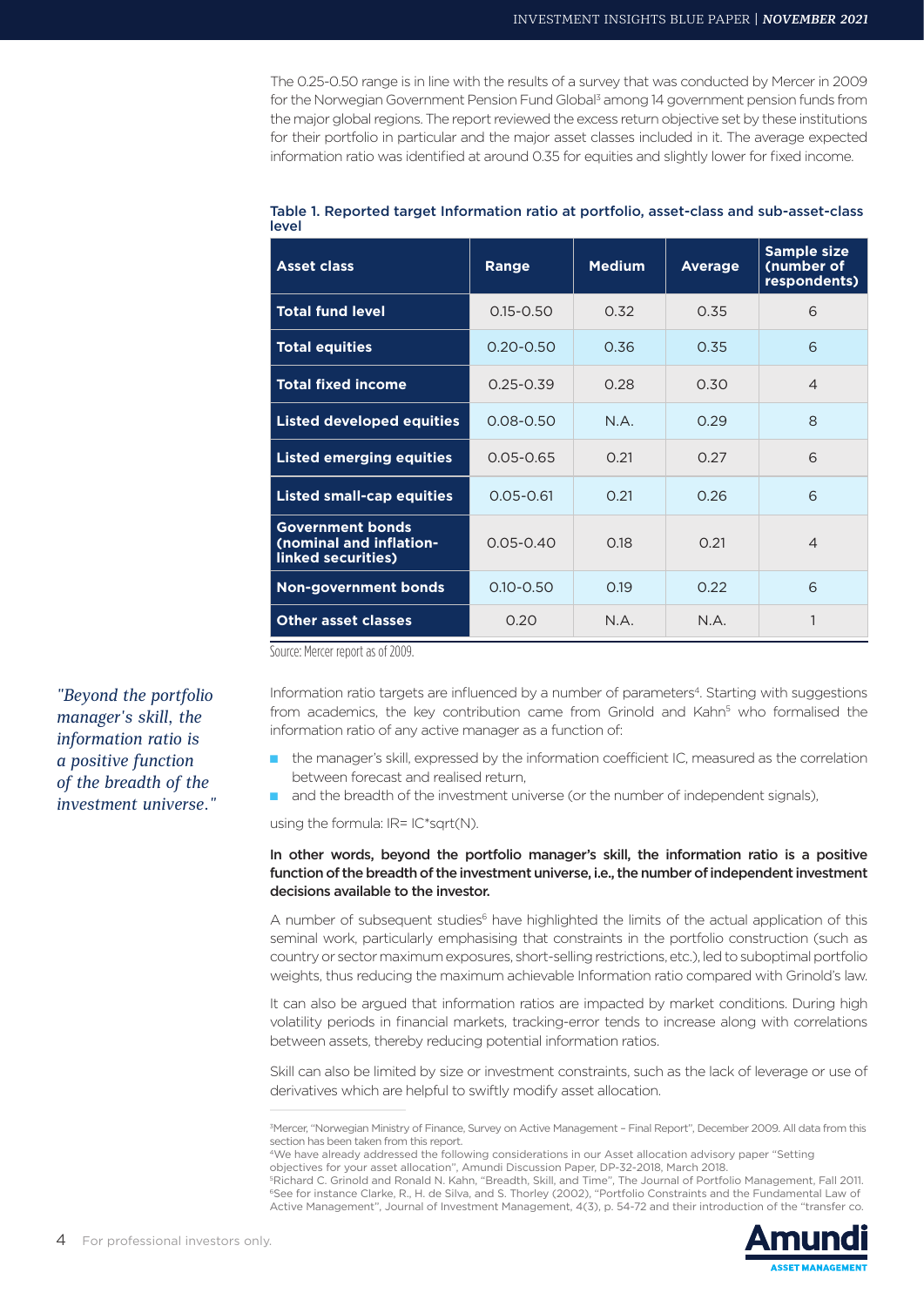The 0.25-0.50 range is in line with the results of a survey that was conducted by Mercer in 2009 for the Norwegian Government Pension Fund Global[3] among 14 government pension funds from the major global regions. The report reviewed the excess return objective set by these institutions for their portfolio in particular and the major asset classes included in it. The average expected information ratio was identified at around 0.35 for equities and slightly lower for fixed income.

**Table 1. Reported target Information ratio at portfolio, asset-class and sub-asset-class level**

| Asset class | Range | Medium | Average | Sample size (number of respondents) |
|---|---|---|---|---|
| **Total fund level** | 0.15-0.50 | 0.32 | 0.35 | 6 |
| **Total equities** | 0.20-0.50 | 0.36 | 0.35 | 6 |
| **Total fixed income** | 0.25-0.39 | 0.28 | 0.30 | 4 |
| **Listed developed equities** | 0.08-0.50 | N.A. | 0.29 | 8 |
| **Listed emerging equities** | 0.05-0.65 | 0.21 | 0.27 | 6 |
| **Listed small-cap equities** | 0.05-0.61 | 0.21 | 0.26 | 6 |
| **Government bonds (nominal and inflation-linked securities)** | 0.05-0.40 | 0.18 | 0.21 | 4 |
| **Non-government bonds** | 0.10-0.50 | 0.19 | 0.22 | 6 |
| **Other asset classes** | 0.20 | N.A. | N.A. | 1 |

Source: Mercer report as of 2009.

*"Beyond the portfolio manager's skill, the information ratio is a positive function of the breadth of the investment universe."*

Information ratio targets are influenced by a number of parameters[4]. Starting with suggestions from academics, the key contribution came from Grinold and Kahn[5] who formalised the information ratio of any active manager as a function of:

- the manager's skill, expressed by the information coefficient IC, measured as the correlation between forecast and realised return,
- and the breadth of the investment universe (or the number of independent signals),

using the formula: $IR = IC \cdot \sqrt{N}$.

**In other words, beyond the portfolio manager's skill, the information ratio is a positive function of the breadth of the investment universe, i.e., the number of independent investment decisions available to the investor.**

A number of subsequent studies[6] have highlighted the limits of the actual application of this seminal work, particularly emphasising that constraints in the portfolio construction (such as country or sector maximum exposures, short-selling restrictions, etc.), led to suboptimal portfolio weights, thus reducing the maximum achievable Information ratio compared with Grinold's law.

It can also be argued that information ratios are impacted by market conditions. During high volatility periods in financial markets, tracking-error tends to increase along with correlations between assets, thereby reducing potential information ratios.

Skill can also be limited by size or investment constraints, such as the lack of leverage or use of derivatives which are helpful to swiftly modify asset allocation.

[3] Mercer, "Norwegian Ministry of Finance, Survey on Active Management – Final Report", December 2009. All data from this section has been taken from this report.

[4] We have already addressed the following considerations in our Asset allocation advisory paper "Setting objectives for your asset allocation", Amundi Discussion Paper, DP-32-2018, March 2018.

[5] Richard C. Grinold and Ronald N. Kahn, "Breadth, Skill, and Time", The Journal of Portfolio Management, Fall 2011.

[6] See for instance Clarke, R., H. de Silva, and S. Thorley (2002), "Portfolio Constraints and the Fundamental Law of Active Management", Journal of Investment Management, 4(3), p. 54-72 and their introduction of the "transfer co.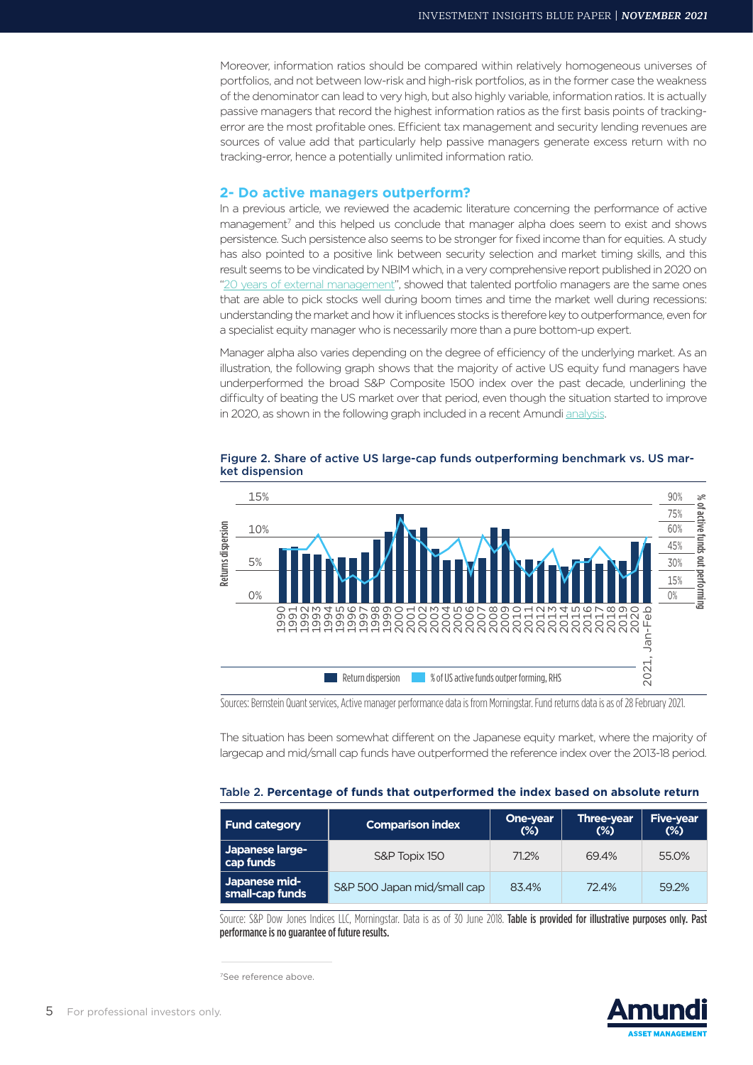Moreover, information ratios should be compared within relatively homogeneous universes of portfolios, and not between low-risk and high-risk portfolios, as in the former case the weakness of the denominator can lead to very high, but also highly variable, information ratios. It is actually passive managers that record the highest information ratios as the first basis points of tracking-error are the most profitable ones. Efficient tax management and security lending revenues are sources of value add that particularly help passive managers generate excess return with no tracking-error, hence a potentially unlimited information ratio.

## 2- Do active managers outperform?

In a previous article, we reviewed the academic literature concerning the performance of active management[7] and this helped us conclude that manager alpha does seem to exist and shows persistence. Such persistence also seems to be stronger for fixed income than for equities. A study has also pointed to a positive link between security selection and market timing skills, and this result seems to be vindicated by NBIM which, in a very comprehensive report published in 2020 on "20 years of external management", showed that talented portfolio managers are the same ones that are able to pick stocks well during boom times and time the market well during recessions: understanding the market and how it influences stocks is therefore key to outperformance, even for a specialist equity manager who is necessarily more than a pure bottom-up expert.

Manager alpha also varies depending on the degree of efficiency of the underlying market. As an illustration, the following graph shows that the majority of active US equity fund managers have underperformed the broad S&P Composite 1500 index over the past decade, underlining the difficulty of beating the US market over that period, even though the situation started to improve in 2020, as shown in the following graph included in a recent Amundi analysis.

**Figure 2. Share of active US large-cap funds outperforming benchmark vs. US market dispension**

Sources: Bernstein Quant services, Active manager performance data is from Morningstar. Fund returns data is as of 28 February 2021.

The situation has been somewhat different on the Japanese equity market, where the majority of largecap and mid/small cap funds have outperformed the reference index over the 2013-18 period.

**Table 2. Percentage of funds that outperformed the index based on absolute return**

| Fund category | Comparison index | One-year (%) | Three-year (%) | Five-year (%) |
| --- | --- | --- | --- | --- |
| Japanese large-cap funds | S&P Topix 150 | 71.2% | 69.4% | 55.0% |
| Japanese mid-small-cap funds | S&P 500 Japan mid/small cap | 83.4% | 72.4% | 59.2% |

Source: S&P Dow Jones Indices LLC, Morningstar. Data is as of 30 June 2018. **Table is provided for illustrative purposes only. Past performance is no guarantee of future results.**

[7] See reference above.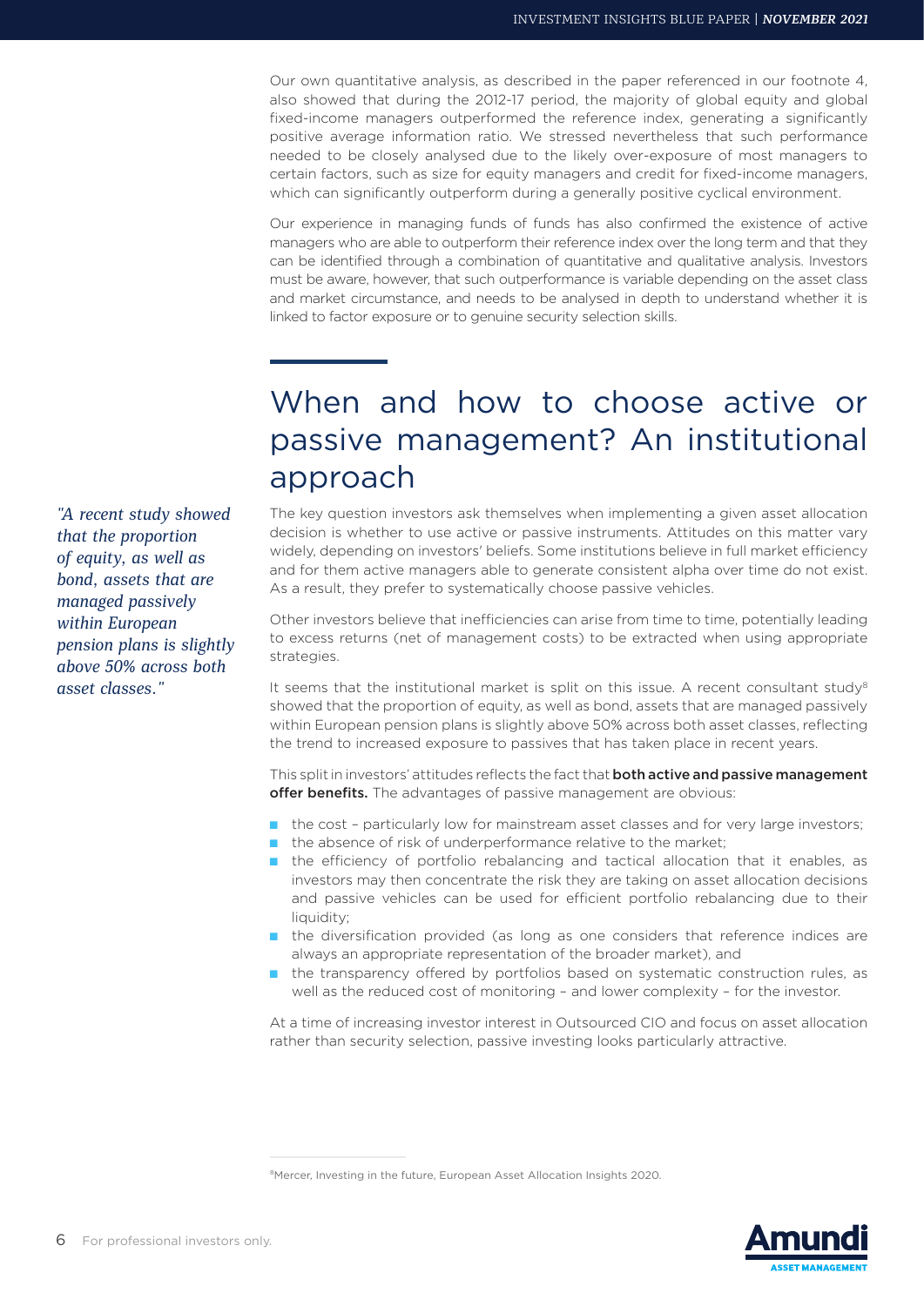Our own quantitative analysis, as described in the paper referenced in our footnote 4, also showed that during the 2012-17 period, the majority of global equity and global fixed-income managers outperformed the reference index, generating a significantly positive average information ratio. We stressed nevertheless that such performance needed to be closely analysed due to the likely over-exposure of most managers to certain factors, such as size for equity managers and credit for fixed-income managers, which can significantly outperform during a generally positive cyclical environment.

Our experience in managing funds of funds has also confirmed the existence of active managers who are able to outperform their reference index over the long term and that they can be identified through a combination of quantitative and qualitative analysis. Investors must be aware, however, that such outperformance is variable depending on the asset class and market circumstance, and needs to be analysed in depth to understand whether it is linked to factor exposure or to genuine security selection skills.

## When and how to choose active or passive management? An institutional approach

*"A recent study showed that the proportion of equity, as well as bond, assets that are managed passively within European pension plans is slightly above 50% across both asset classes."*

The key question investors ask themselves when implementing a given asset allocation decision is whether to use active or passive instruments. Attitudes on this matter vary widely, depending on investors' beliefs. Some institutions believe in full market efficiency and for them active managers able to generate consistent alpha over time do not exist. As a result, they prefer to systematically choose passive vehicles.

Other investors believe that inefficiencies can arise from time to time, potentially leading to excess returns (net of management costs) to be extracted when using appropriate strategies.

It seems that the institutional market is split on this issue. A recent consultant study[8] showed that the proportion of equity, as well as bond, assets that are managed passively within European pension plans is slightly above 50% across both asset classes, reflecting the trend to increased exposure to passives that has taken place in recent years.

This split in investors' attitudes reflects the fact that **both active and passive management offer benefits.** The advantages of passive management are obvious:

- the cost – particularly low for mainstream asset classes and for very large investors;
- the absence of risk of underperformance relative to the market;
- the efficiency of portfolio rebalancing and tactical allocation that it enables, as investors may then concentrate the risk they are taking on asset allocation decisions and passive vehicles can be used for efficient portfolio rebalancing due to their liquidity;
- the diversification provided (as long as one considers that reference indices are always an appropriate representation of the broader market), and
- the transparency offered by portfolios based on systematic construction rules, as well as the reduced cost of monitoring – and lower complexity – for the investor.

At a time of increasing investor interest in Outsourced CIO and focus on asset allocation rather than security selection, passive investing looks particularly attractive.

[8] Mercer, Investing in the future, European Asset Allocation Insights 2020.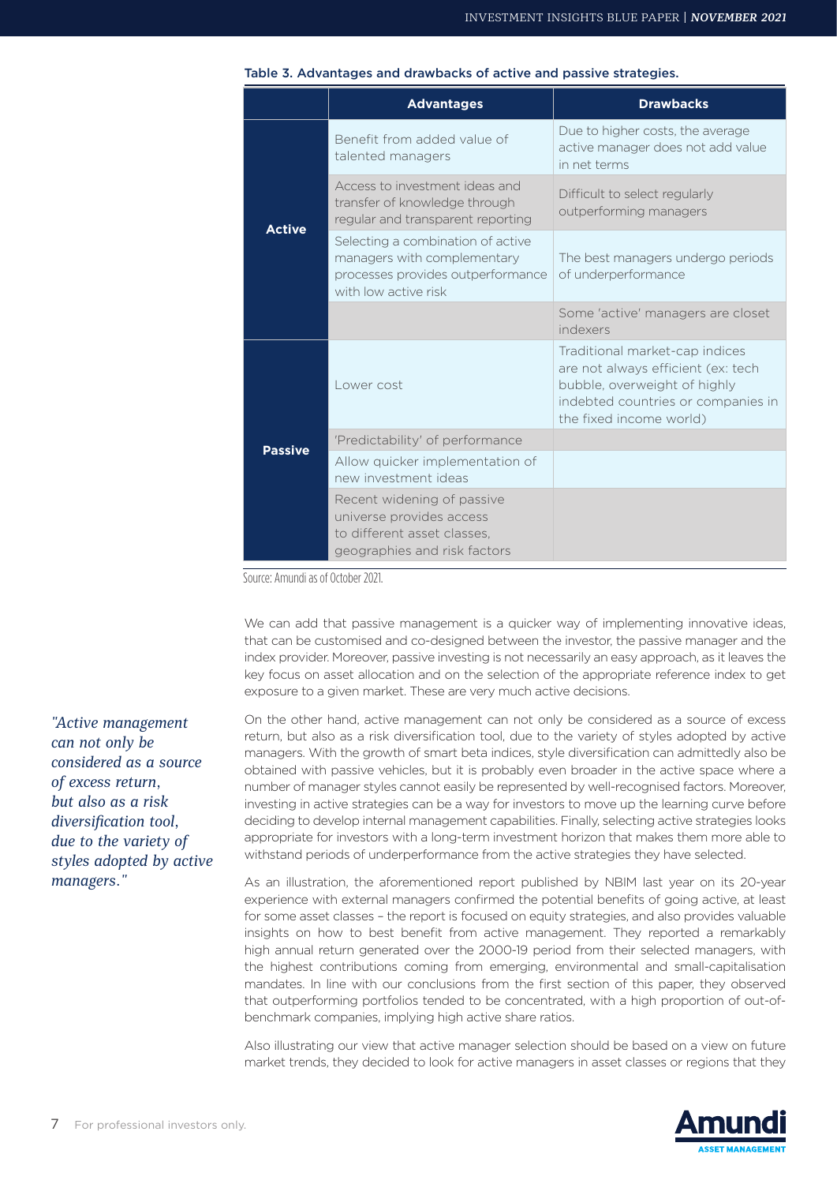**Table 3. Advantages and drawbacks of active and passive strategies.**

| | Advantages | Drawbacks |
|---|---|---|
| **Active** | Benefit from added value of talented managers | Due to higher costs, the average active manager does not add value in net terms |
| | Access to investment ideas and transfer of knowledge through regular and transparent reporting | Difficult to select regularly outperforming managers |
| | Selecting a combination of active managers with complementary processes provides outperformance with low active risk | The best managers undergo periods of underperformance |
| | | Some 'active' managers are closet indexers |
| **Passive** | Lower cost | Traditional market-cap indices are not always efficient (ex: tech bubble, overweight of highly indebted countries or companies in the fixed income world) |
| | 'Predictability' of performance | |
| | Allow quicker implementation of new investment ideas | |
| | Recent widening of passive universe provides access to different asset classes, geographies and risk factors | |

Source: Amundi as of October 2021.

We can add that passive management is a quicker way of implementing innovative ideas, that can be customised and co-designed between the investor, the passive manager and the index provider. Moreover, passive investing is not necessarily an easy approach, as it leaves the key focus on asset allocation and on the selection of the appropriate reference index to get exposure to a given market. These are very much active decisions.

*"Active management can not only be considered as a source of excess return, but also as a risk diversification tool, due to the variety of styles adopted by active managers."*

On the other hand, active management can not only be considered as a source of excess return, but also as a risk diversification tool, due to the variety of styles adopted by active managers. With the growth of smart beta indices, style diversification can admittedly also be obtained with passive vehicles, but it is probably even broader in the active space where a number of manager styles cannot easily be represented by well-recognised factors. Moreover, investing in active strategies can be a way for investors to move up the learning curve before deciding to develop internal management capabilities. Finally, selecting active strategies looks appropriate for investors with a long-term investment horizon that makes them more able to withstand periods of underperformance from the active strategies they have selected.

As an illustration, the aforementioned report published by NBIM last year on its 20-year experience with external managers confirmed the potential benefits of going active, at least for some asset classes – the report is focused on equity strategies, and also provides valuable insights on how to best benefit from active management. They reported a remarkably high annual return generated over the 2000-19 period from their selected managers, with the highest contributions coming from emerging, environmental and small-capitalisation mandates. In line with our conclusions from the first section of this paper, they observed that outperforming portfolios tended to be concentrated, with a high proportion of out-of-benchmark companies, implying high active share ratios.

Also illustrating our view that active manager selection should be based on a view on future market trends, they decided to look for active managers in asset classes or regions that they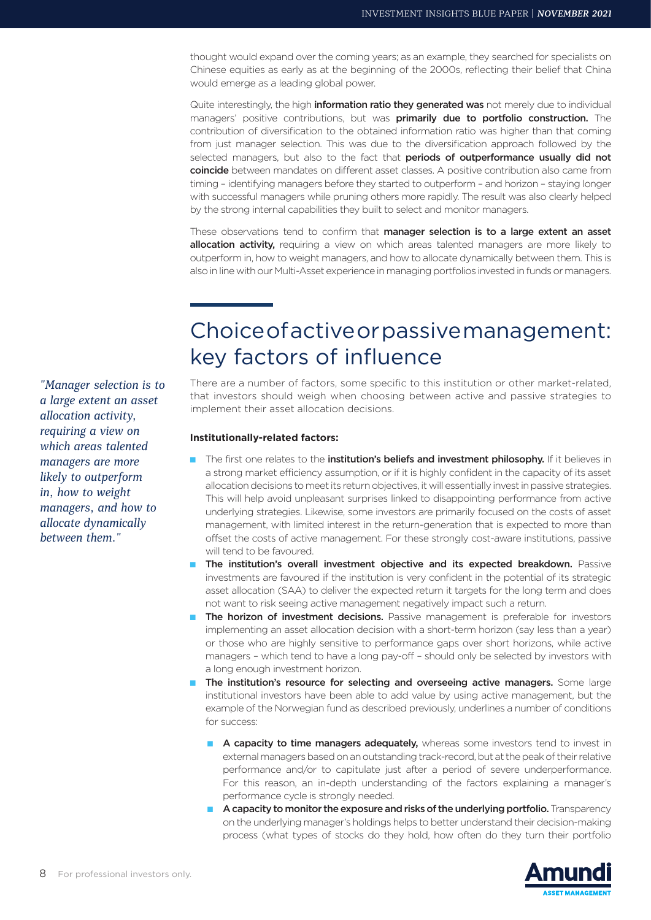thought would expand over the coming years; as an example, they searched for specialists on Chinese equities as early as at the beginning of the 2000s, reflecting their belief that China would emerge as a leading global power.

Quite interestingly, the high **information ratio they generated was** not merely due to individual managers' positive contributions, but was **primarily due to portfolio construction.** The contribution of diversification to the obtained information ratio was higher than that coming from just manager selection. This was due to the diversification approach followed by the selected managers, but also to the fact that **periods of outperformance usually did not coincide** between mandates on different asset classes. A positive contribution also came from timing – identifying managers before they started to outperform – and horizon – staying longer with successful managers while pruning others more rapidly. The result was also clearly helped by the strong internal capabilities they built to select and monitor managers.

These observations tend to confirm that **manager selection is to a large extent an asset allocation activity,** requiring a view on which areas talented managers are more likely to outperform in, how to weight managers, and how to allocate dynamically between them. This is also in line with our Multi-Asset experience in managing portfolios invested in funds or managers.

## Choice of active or passive management: key factors of influence

*"Manager selection is to a large extent an asset allocation activity, requiring a view on which areas talented managers are more likely to outperform in, how to weight managers, and how to allocate dynamically between them."*

There are a number of factors, some specific to this institution or other market-related, that investors should weigh when choosing between active and passive strategies to implement their asset allocation decisions.

**Institutionally-related factors:**

- The first one relates to the **institution's beliefs and investment philosophy.** If it believes in a strong market efficiency assumption, or if it is highly confident in the capacity of its asset allocation decisions to meet its return objectives, it will essentially invest in passive strategies. This will help avoid unpleasant surprises linked to disappointing performance from active underlying strategies. Likewise, some investors are primarily focused on the costs of asset management, with limited interest in the return-generation that is expected to more than offset the costs of active management. For these strongly cost-aware institutions, passive will tend to be favoured.
- **The institution's overall investment objective and its expected breakdown.** Passive investments are favoured if the institution is very confident in the potential of its strategic asset allocation (SAA) to deliver the expected return it targets for the long term and does not want to risk seeing active management negatively impact such a return.
- **The horizon of investment decisions.** Passive management is preferable for investors implementing an asset allocation decision with a short-term horizon (say less than a year) or those who are highly sensitive to performance gaps over short horizons, while active managers – which tend to have a long pay-off – should only be selected by investors with a long enough investment horizon.
- **The institution's resource for selecting and overseeing active managers.** Some large institutional investors have been able to add value by using active management, but the example of the Norwegian fund as described previously, underlines a number of conditions for success:
  - **A capacity to time managers adequately,** whereas some investors tend to invest in external managers based on an outstanding track-record, but at the peak of their relative performance and/or to capitulate just after a period of severe underperformance. For this reason, an in-depth understanding of the factors explaining a manager's performance cycle is strongly needed.
  - **A capacity to monitor the exposure and risks of the underlying portfolio.** Transparency on the underlying manager's holdings helps to better understand their decision-making process (what types of stocks do they hold, how often do they turn their portfolio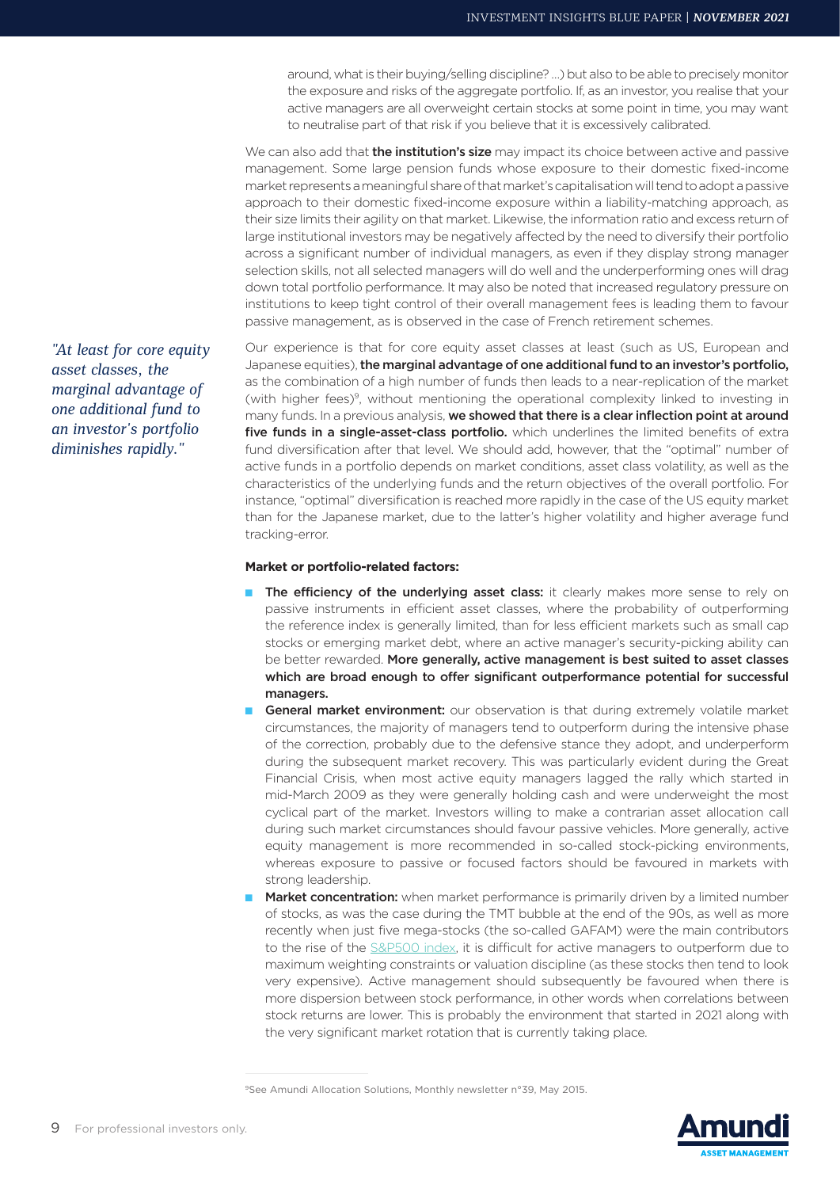around, what is their buying/selling discipline? ...) but also to be able to precisely monitor the exposure and risks of the aggregate portfolio. If, as an investor, you realise that your active managers are all overweight certain stocks at some point in time, you may want to neutralise part of that risk if you believe that it is excessively calibrated.

We can also add that **the institution's size** may impact its choice between active and passive management. Some large pension funds whose exposure to their domestic fixed-income market represents a meaningful share of that market's capitalisation will tend to adopt a passive approach to their domestic fixed-income exposure within a liability-matching approach, as their size limits their agility on that market. Likewise, the information ratio and excess return of large institutional investors may be negatively affected by the need to diversify their portfolio across a significant number of individual managers, as even if they display strong manager selection skills, not all selected managers will do well and the underperforming ones will drag down total portfolio performance. It may also be noted that increased regulatory pressure on institutions to keep tight control of their overall management fees is leading them to favour passive management, as is observed in the case of French retirement schemes.

*"At least for core equity asset classes, the marginal advantage of one additional fund to an investor's portfolio diminishes rapidly."*

Our experience is that for core equity asset classes at least (such as US, European and Japanese equities), **the marginal advantage of one additional fund to an investor's portfolio,** as the combination of a high number of funds then leads to a near-replication of the market (with higher fees)[9], without mentioning the operational complexity linked to investing in many funds. In a previous analysis, **we showed that there is a clear inflection point at around five funds in a single-asset-class portfolio.** which underlines the limited benefits of extra fund diversification after that level. We should add, however, that the "optimal" number of active funds in a portfolio depends on market conditions, asset class volatility, as well as the characteristics of the underlying funds and the return objectives of the overall portfolio. For instance, "optimal" diversification is reached more rapidly in the case of the US equity market than for the Japanese market, due to the latter's higher volatility and higher average fund tracking-error.

**Market or portfolio-related factors:**

- **The efficiency of the underlying asset class:** it clearly makes more sense to rely on passive instruments in efficient asset classes, where the probability of outperforming the reference index is generally limited, than for less efficient markets such as small cap stocks or emerging market debt, where an active manager's security-picking ability can be better rewarded. **More generally, active management is best suited to asset classes which are broad enough to offer significant outperformance potential for successful managers.**
- **General market environment:** our observation is that during extremely volatile market circumstances, the majority of managers tend to outperform during the intensive phase of the correction, probably due to the defensive stance they adopt, and underperform during the subsequent market recovery. This was particularly evident during the Great Financial Crisis, when most active equity managers lagged the rally which started in mid-March 2009 as they were generally holding cash and were underweight the most cyclical part of the market. Investors willing to make a contrarian asset allocation call during such market circumstances should favour passive vehicles. More generally, active equity management is more recommended in so-called stock-picking environments, whereas exposure to passive or focused factors should be favoured in markets with strong leadership.
- **Market concentration:** when market performance is primarily driven by a limited number of stocks, as was the case during the TMT bubble at the end of the 90s, as well as more recently when just five mega-stocks (the so-called GAFAM) were the main contributors to the rise of the S&P500 index, it is difficult for active managers to outperform due to maximum weighting constraints or valuation discipline (as these stocks then tend to look very expensive). Active management should subsequently be favoured when there is more dispersion between stock performance, in other words when correlations between stock returns are lower. This is probably the environment that started in 2021 along with the very significant market rotation that is currently taking place.

[9]See Amundi Allocation Solutions, Monthly newsletter n°39, May 2015.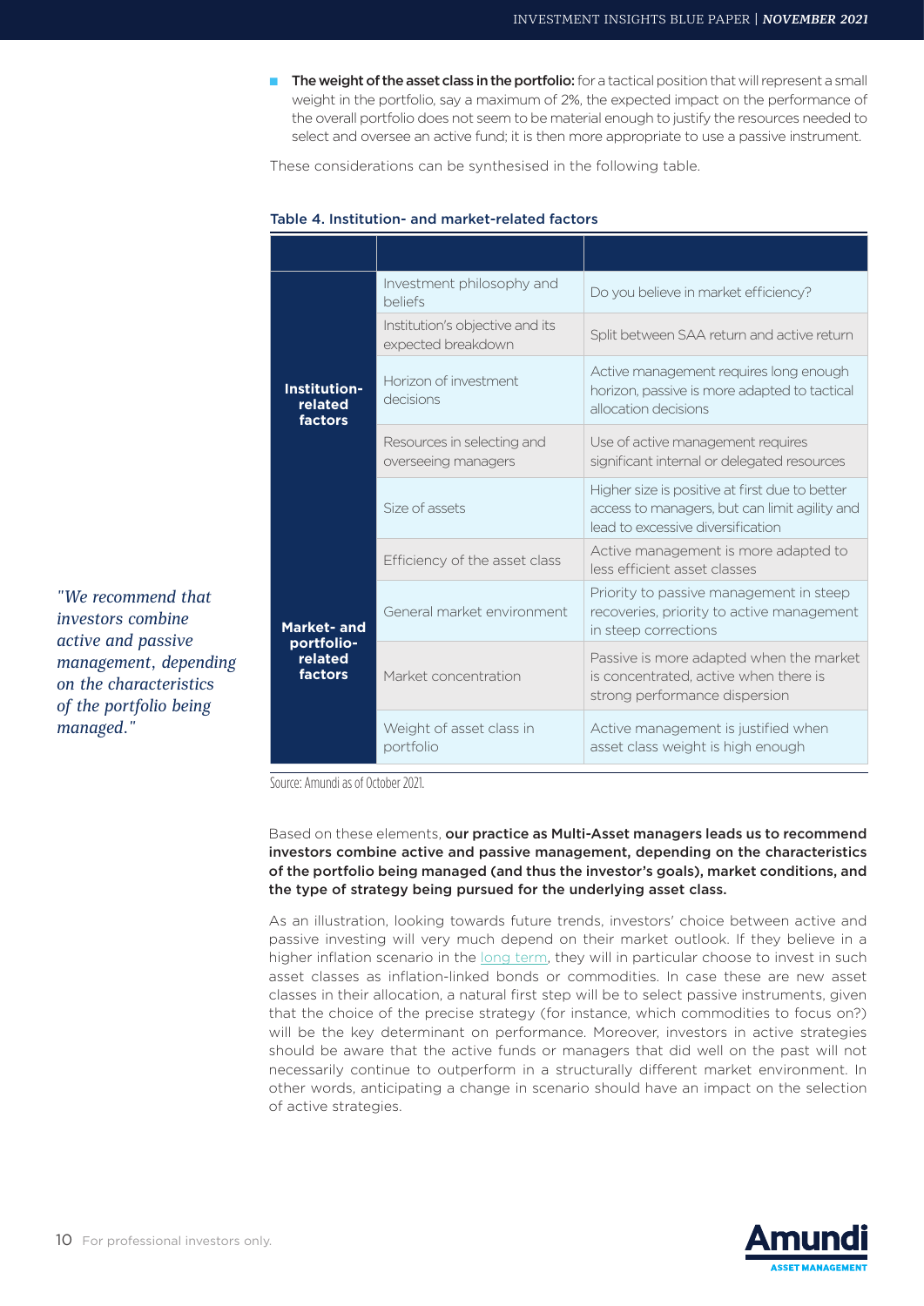- **The weight of the asset class in the portfolio:** for a tactical position that will represent a small weight in the portfolio, say a maximum of 2%, the expected impact on the performance of the overall portfolio does not seem to be material enough to justify the resources needed to select and oversee an active fund; it is then more appropriate to use a passive instrument.

These considerations can be synthesised in the following table.

*"We recommend that investors combine active and passive management, depending on the characteristics of the portfolio being managed."*

**Table 4. Institution- and market-related factors**

| | | |
|---|---|---|
| **Institution-related factors** | Investment philosophy and beliefs | Do you believe in market efficiency? |
| | Institution's objective and its expected breakdown | Split between SAA return and active return |
| | Horizon of investment decisions | Active management requires long enough horizon, passive is more adapted to tactical allocation decisions |
| | Resources in selecting and overseeing managers | Use of active management requires significant internal or delegated resources |
| | Size of assets | Higher size is positive at first due to better access to managers, but can limit agility and lead to excessive diversification |
| **Market- and portfolio-related factors** | Efficiency of the asset class | Active management is more adapted to less efficient asset classes |
| | General market environment | Priority to passive management in steep recoveries, priority to active management in steep corrections |
| | Market concentration | Passive is more adapted when the market is concentrated, active when there is strong performance dispersion |
| | Weight of asset class in portfolio | Active management is justified when asset class weight is high enough |

Source: Amundi as of October 2021.

Based on these elements, **our practice as Multi-Asset managers leads us to recommend investors combine active and passive management, depending on the characteristics of the portfolio being managed (and thus the investor's goals), market conditions, and the type of strategy being pursued for the underlying asset class.**

As an illustration, looking towards future trends, investors' choice between active and passive investing will very much depend on their market outlook. If they believe in a higher inflation scenario in the long term, they will in particular choose to invest in such asset classes as inflation-linked bonds or commodities. In case these are new asset classes in their allocation, a natural first step will be to select passive instruments, given that the choice of the precise strategy (for instance, which commodities to focus on?) will be the key determinant on performance. Moreover, investors in active strategies should be aware that the active funds or managers that did well on the past will not necessarily continue to outperform in a structurally different market environment. In other words, anticipating a change in scenario should have an impact on the selection of active strategies.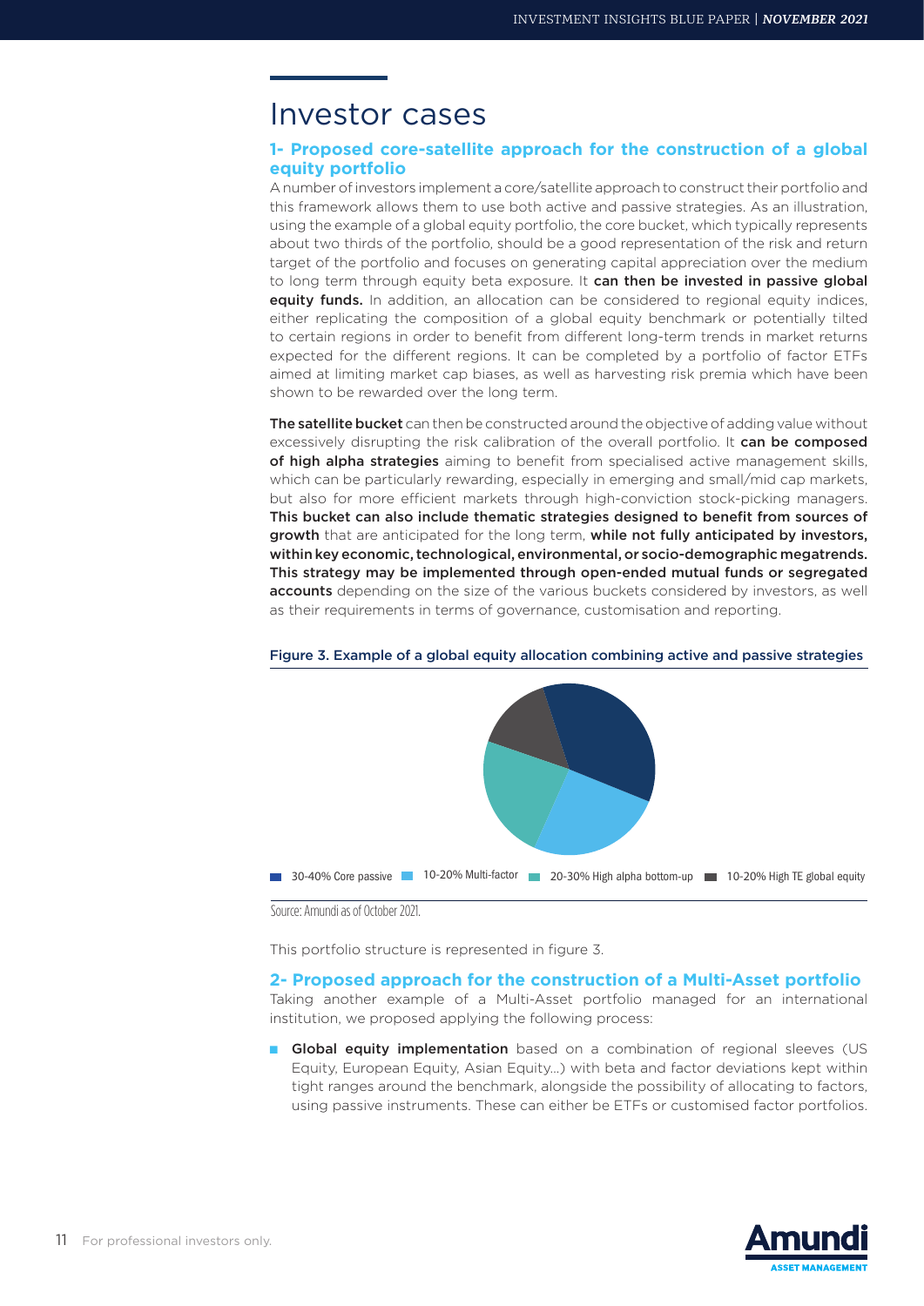# Investor cases

### 1- Proposed core-satellite approach for the construction of a global equity portfolio

A number of investors implement a core/satellite approach to construct their portfolio and this framework allows them to use both active and passive strategies. As an illustration, using the example of a global equity portfolio, the core bucket, which typically represents about two thirds of the portfolio, should be a good representation of the risk and return target of the portfolio and focuses on generating capital appreciation over the medium to long term through equity beta exposure. It **can then be invested in passive global equity funds.** In addition, an allocation can be considered to regional equity indices, either replicating the composition of a global equity benchmark or potentially tilted to certain regions in order to benefit from different long-term trends in market returns expected for the different regions. It can be completed by a portfolio of factor ETFs aimed at limiting market cap biases, as well as harvesting risk premia which have been shown to be rewarded over the long term.

**The satellite bucket** can then be constructed around the objective of adding value without excessively disrupting the risk calibration of the overall portfolio. It **can be composed of high alpha strategies** aiming to benefit from specialised active management skills, which can be particularly rewarding, especially in emerging and small/mid cap markets, but also for more efficient markets through high-conviction stock-picking managers. **This bucket can also include thematic strategies designed to benefit from sources of growth** that are anticipated for the long term, **while not fully anticipated by investors, within key economic, technological, environmental, or socio-demographic megatrends. This strategy may be implemented through open-ended mutual funds or segregated accounts** depending on the size of the various buckets considered by investors, as well as their requirements in terms of governance, customisation and reporting.

**Figure 3. Example of a global equity allocation combining active and passive strategies**

30-40% Core passive | 10-20% Multi-factor | 20-30% High alpha bottom-up | 10-20% High TE global equity

Source: Amundi as of October 2021.

This portfolio structure is represented in figure 3.

### 2- Proposed approach for the construction of a Multi-Asset portfolio

Taking another example of a Multi-Asset portfolio managed for an international institution, we proposed applying the following process:

- **Global equity implementation** based on a combination of regional sleeves (US Equity, European Equity, Asian Equity…) with beta and factor deviations kept within tight ranges around the benchmark, alongside the possibility of allocating to factors, using passive instruments. These can either be ETFs or customised factor portfolios.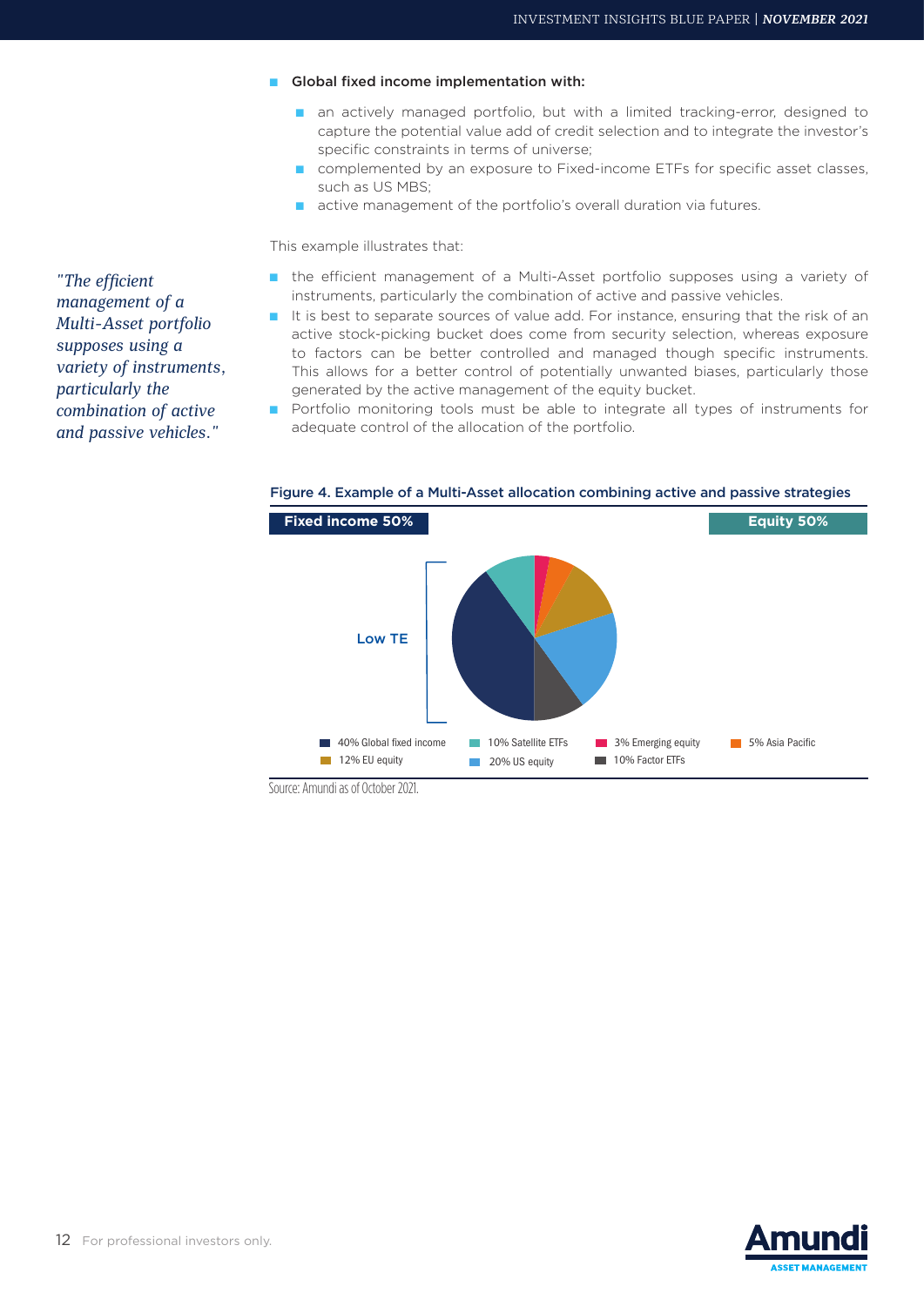- **Global fixed income implementation with:**
  - an actively managed portfolio, but with a limited tracking-error, designed to capture the potential value add of credit selection and to integrate the investor's specific constraints in terms of universe;
  - complemented by an exposure to Fixed-income ETFs for specific asset classes, such as US MBS;
  - active management of the portfolio's overall duration via futures.

This example illustrates that:

- the efficient management of a Multi-Asset portfolio supposes using a variety of instruments, particularly the combination of active and passive vehicles.
- It is best to separate sources of value add. For instance, ensuring that the risk of an active stock-picking bucket does come from security selection, whereas exposure to factors can be better controlled and managed though specific instruments. This allows for a better control of potentially unwanted biases, particularly those generated by the active management of the equity bucket.
- Portfolio monitoring tools must be able to integrate all types of instruments for adequate control of the allocation of the portfolio.

*"The efficient management of a Multi-Asset portfolio supposes using a variety of instruments, particularly the combination of active and passive vehicles."*

**Figure 4. Example of a Multi-Asset allocation combining active and passive strategies**

Fixed income 50% | Equity 50%

Low TE

- 40% Global fixed income
- 10% Satellite ETFs
- 3% Emerging equity
- 5% Asia Pacific
- 12% EU equity
- 20% US equity
- 10% Factor ETFs

Source: Amundi as of October 2021.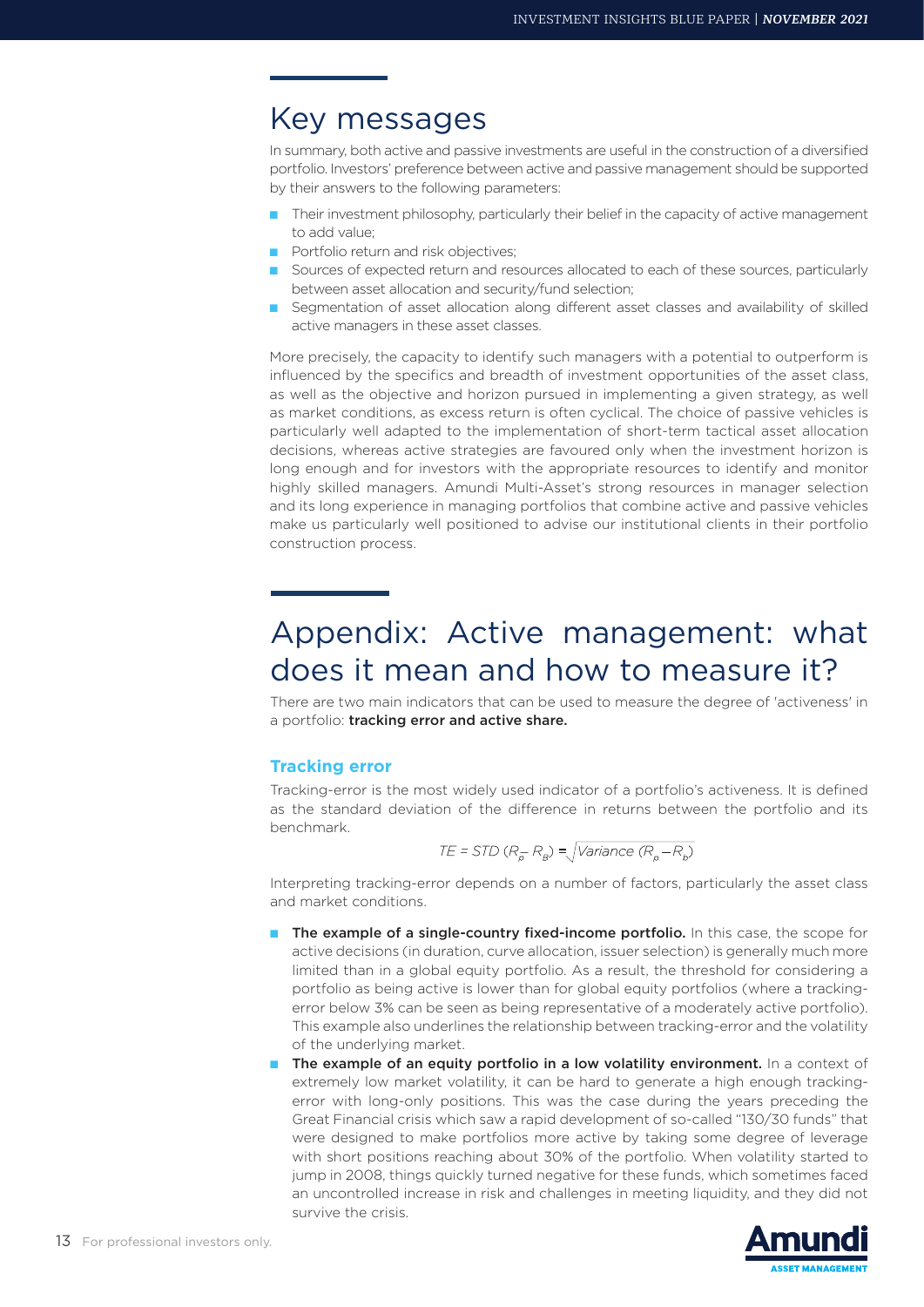## Key messages

In summary, both active and passive investments are useful in the construction of a diversified portfolio. Investors' preference between active and passive management should be supported by their answers to the following parameters:

- Their investment philosophy, particularly their belief in the capacity of active management to add value;
- Portfolio return and risk objectives;
- Sources of expected return and resources allocated to each of these sources, particularly between asset allocation and security/fund selection;
- Segmentation of asset allocation along different asset classes and availability of skilled active managers in these asset classes.

More precisely, the capacity to identify such managers with a potential to outperform is influenced by the specifics and breadth of investment opportunities of the asset class, as well as the objective and horizon pursued in implementing a given strategy, as well as market conditions, as excess return is often cyclical. The choice of passive vehicles is particularly well adapted to the implementation of short-term tactical asset allocation decisions, whereas active strategies are favoured only when the investment horizon is long enough and for investors with the appropriate resources to identify and monitor highly skilled managers. Amundi Multi-Asset's strong resources in manager selection and its long experience in managing portfolios that combine active and passive vehicles make us particularly well positioned to advise our institutional clients in their portfolio construction process.

## Appendix: Active management: what does it mean and how to measure it?

There are two main indicators that can be used to measure the degree of 'activeness' in a portfolio: **tracking error and active share.**

### Tracking error

Tracking-error is the most widely used indicator of a portfolio's activeness. It is defined as the standard deviation of the difference in returns between the portfolio and its benchmark.

$$TE = STD\,(R_p - R_B) = \sqrt{Variance\,(R_p - R_b)}$$

Interpreting tracking-error depends on a number of factors, particularly the asset class and market conditions.

- **The example of a single-country fixed-income portfolio.** In this case, the scope for active decisions (in duration, curve allocation, issuer selection) is generally much more limited than in a global equity portfolio. As a result, the threshold for considering a portfolio as being active is lower than for global equity portfolios (where a tracking-error below 3% can be seen as being representative of a moderately active portfolio). This example also underlines the relationship between tracking-error and the volatility of the underlying market.
- **The example of an equity portfolio in a low volatility environment.** In a context of extremely low market volatility, it can be hard to generate a high enough tracking-error with long-only positions. This was the case during the years preceding the Great Financial crisis which saw a rapid development of so-called "130/30 funds" that were designed to make portfolios more active by taking some degree of leverage with short positions reaching about 30% of the portfolio. When volatility started to jump in 2008, things quickly turned negative for these funds, which sometimes faced an uncontrolled increase in risk and challenges in meeting liquidity, and they did not survive the crisis.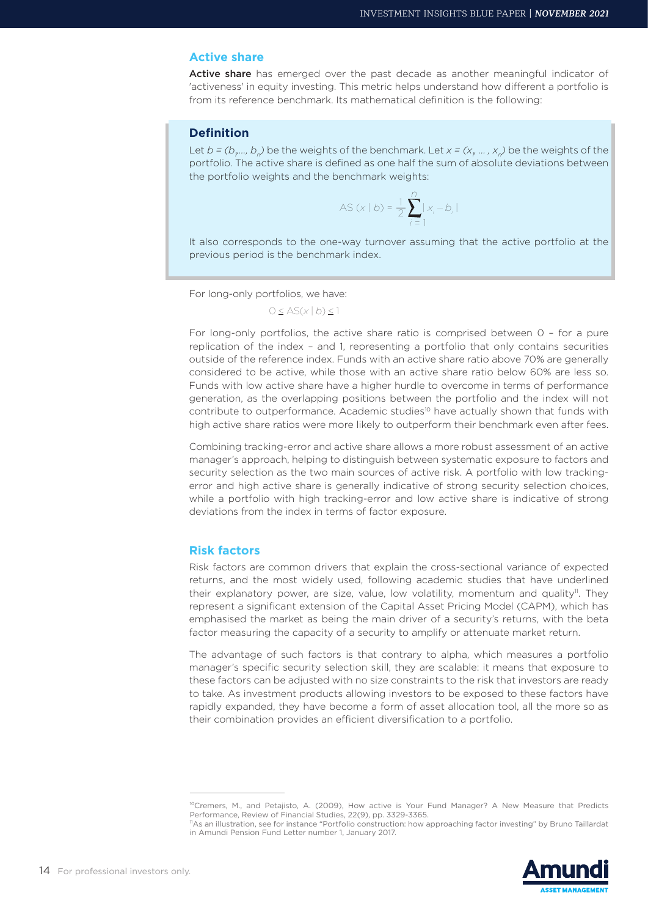## Active share

**Active share** has emerged over the past decade as another meaningful indicator of 'activeness' in equity investing. This metric helps understand how different a portfolio is from its reference benchmark. Its mathematical definition is the following:

### Definition

Let $b = (b_1, \ldots, b_n)$ be the weights of the benchmark. Let $x = (x_1, \ldots, x_n)$ be the weights of the portfolio. The active share is defined as one half the sum of absolute deviations between the portfolio weights and the benchmark weights:

$$AS(x \mid b) = \frac{1}{2} \sum_{i=1}^{n} |x_i - b_i|$$

It also corresponds to the one-way turnover assuming that the active portfolio at the previous period is the benchmark index.

For long-only portfolios, we have:

$$0 \leq AS(x \mid b) \leq 1$$

For long-only portfolios, the active share ratio is comprised between 0 – for a pure replication of the index – and 1, representing a portfolio that only contains securities outside of the reference index. Funds with an active share ratio above 70% are generally considered to be active, while those with an active share ratio below 60% are less so. Funds with low active share have a higher hurdle to overcome in terms of performance generation, as the overlapping positions between the portfolio and the index will not contribute to outperformance. Academic studies[10] have actually shown that funds with high active share ratios were more likely to outperform their benchmark even after fees.

Combining tracking-error and active share allows a more robust assessment of an active manager's approach, helping to distinguish between systematic exposure to factors and security selection as the two main sources of active risk. A portfolio with low tracking-error and high active share is generally indicative of strong security selection choices, while a portfolio with high tracking-error and low active share is indicative of strong deviations from the index in terms of factor exposure.

## Risk factors

Risk factors are common drivers that explain the cross-sectional variance of expected returns, and the most widely used, following academic studies that have underlined their explanatory power, are size, value, low volatility, momentum and quality[11]. They represent a significant extension of the Capital Asset Pricing Model (CAPM), which has emphasised the market as being the main driver of a security's returns, with the beta factor measuring the capacity of a security to amplify or attenuate market return.

The advantage of such factors is that contrary to alpha, which measures a portfolio manager's specific security selection skill, they are scalable: it means that exposure to these factors can be adjusted with no size constraints to the risk that investors are ready to take. As investment products allowing investors to be exposed to these factors have rapidly expanded, they have become a form of asset allocation tool, all the more so as their combination provides an efficient diversification to a portfolio.

---

[10] Cremers, M., and Petajisto, A. (2009), How active is Your Fund Manager? A New Measure that Predicts Performance, Review of Financial Studies, 22(9), pp. 3329-3365.

[11] As an illustration, see for instance "Portfolio construction: how approaching factor investing" by Bruno Taillardat in Amundi Pension Fund Letter number 1, January 2017.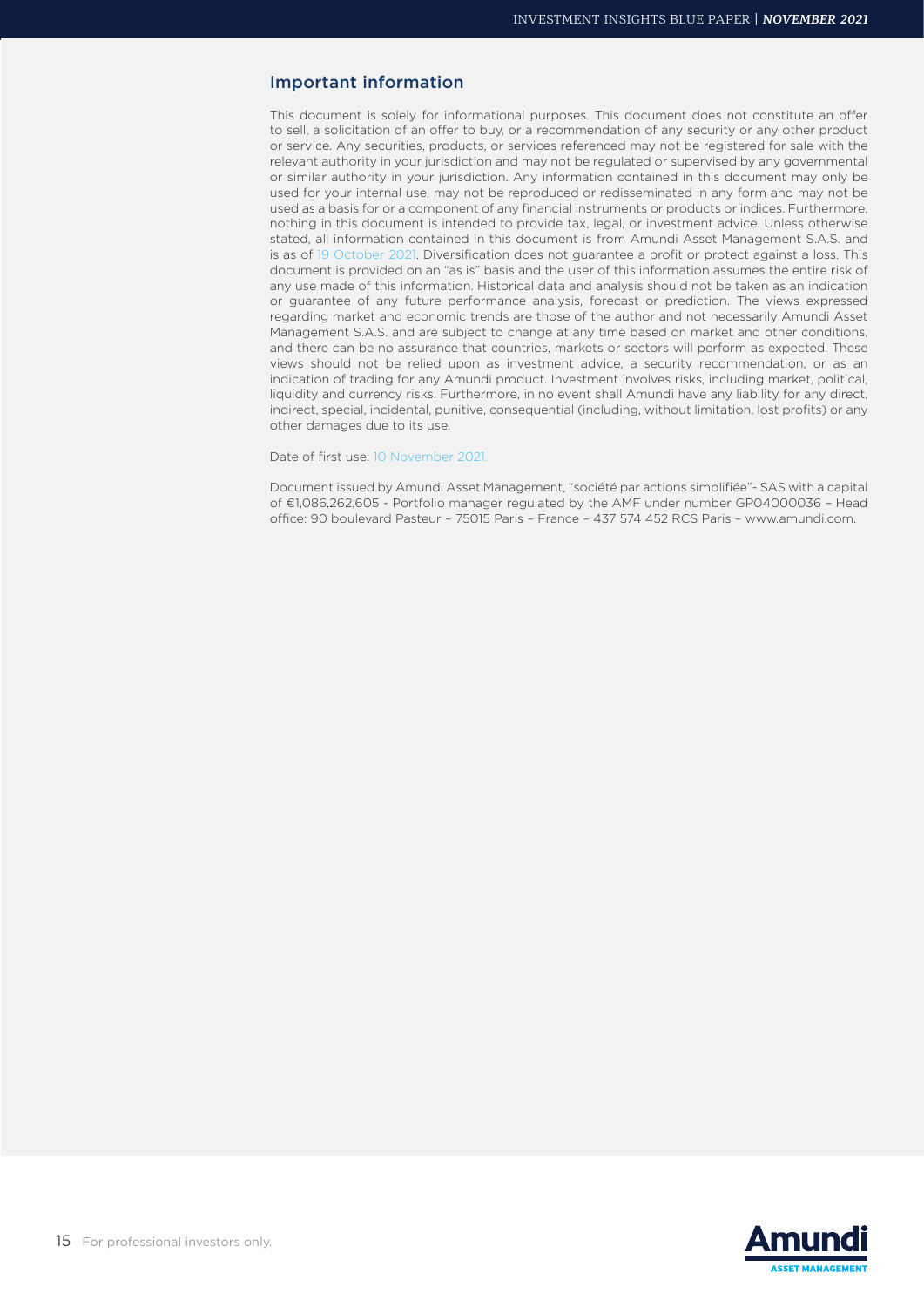## Important information

This document is solely for informational purposes. This document does not constitute an offer to sell, a solicitation of an offer to buy, or a recommendation of any security or any other product or service. Any securities, products, or services referenced may not be registered for sale with the relevant authority in your jurisdiction and may not be regulated or supervised by any governmental or similar authority in your jurisdiction. Any information contained in this document may only be used for your internal use, may not be reproduced or redisseminated in any form and may not be used as a basis for or a component of any financial instruments or products or indices. Furthermore, nothing in this document is intended to provide tax, legal, or investment advice. Unless otherwise stated, all information contained in this document is from Amundi Asset Management S.A.S. and is as of 19 October 2021. Diversification does not guarantee a profit or protect against a loss. This document is provided on an "as is" basis and the user of this information assumes the entire risk of any use made of this information. Historical data and analysis should not be taken as an indication or guarantee of any future performance analysis, forecast or prediction. The views expressed regarding market and economic trends are those of the author and not necessarily Amundi Asset Management S.A.S. and are subject to change at any time based on market and other conditions, and there can be no assurance that countries, markets or sectors will perform as expected. These views should not be relied upon as investment advice, a security recommendation, or as an indication of trading for any Amundi product. Investment involves risks, including market, political, liquidity and currency risks. Furthermore, in no event shall Amundi have any liability for any direct, indirect, special, incidental, punitive, consequential (including, without limitation, lost profits) or any other damages due to its use.

Date of first use: 10 November 2021.

Document issued by Amundi Asset Management, "société par actions simplifiée"- SAS with a capital of €1,086,262,605 - Portfolio manager regulated by the AMF under number GP04000036 – Head office: 90 boulevard Pasteur – 75015 Paris – France – 437 574 452 RCS Paris – www.amundi.com.

For professional investors only.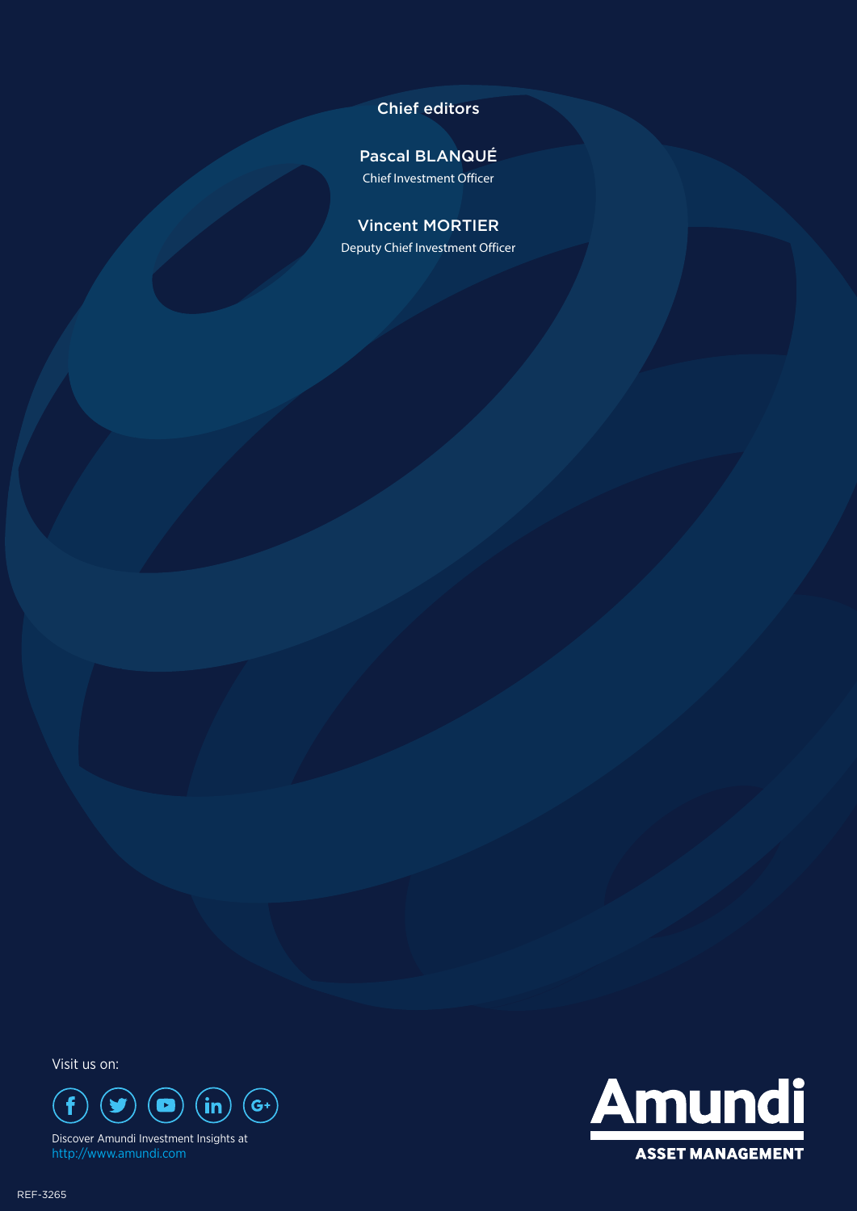Chief editors

**Pascal BLANQUÉ**
Chief Investment Officer

**Vincent MORTIER**
Deputy Chief Investment Officer

Visit us on:

Discover Amundi Investment Insights at
http://www.amundi.com

Amundi
ASSET MANAGEMENT

REF-3265